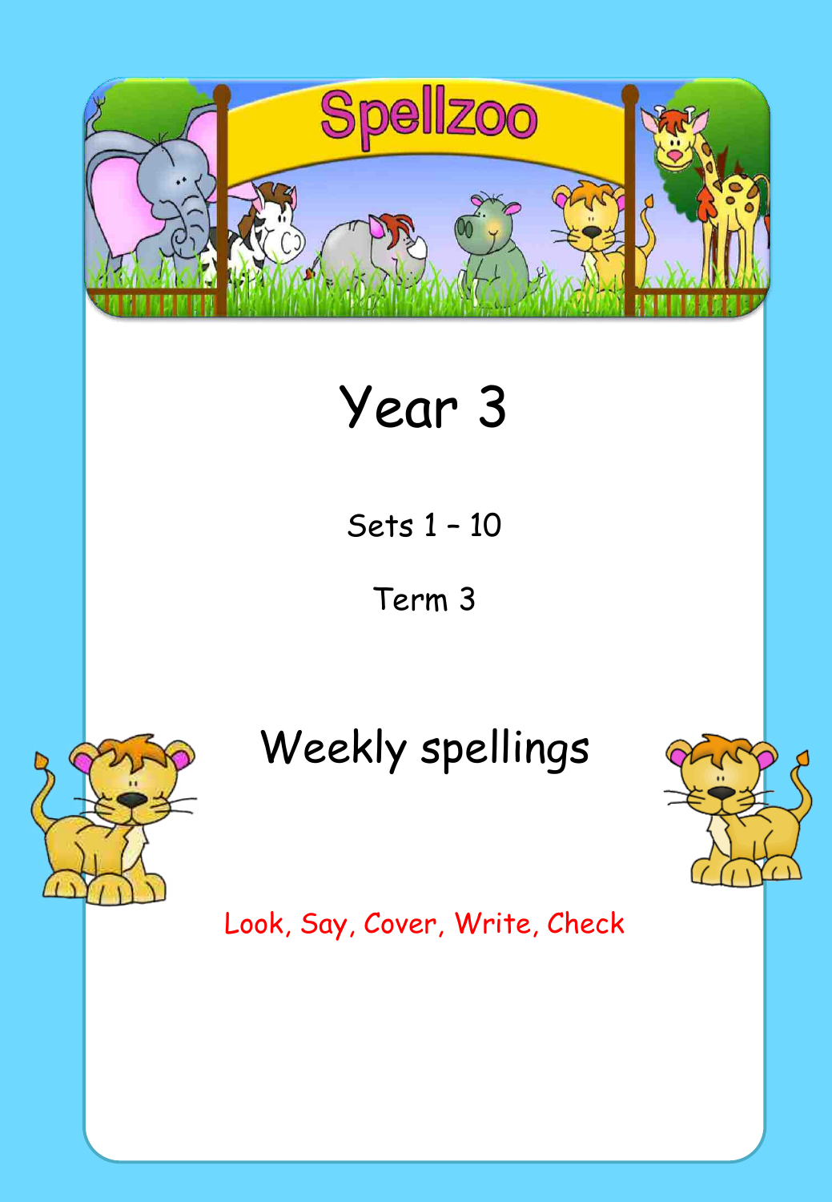# Spellzoo

# Year 3

Sets 1 – 10

Term 3

## Weekly spellings

Look, Say, Cover, Write, Check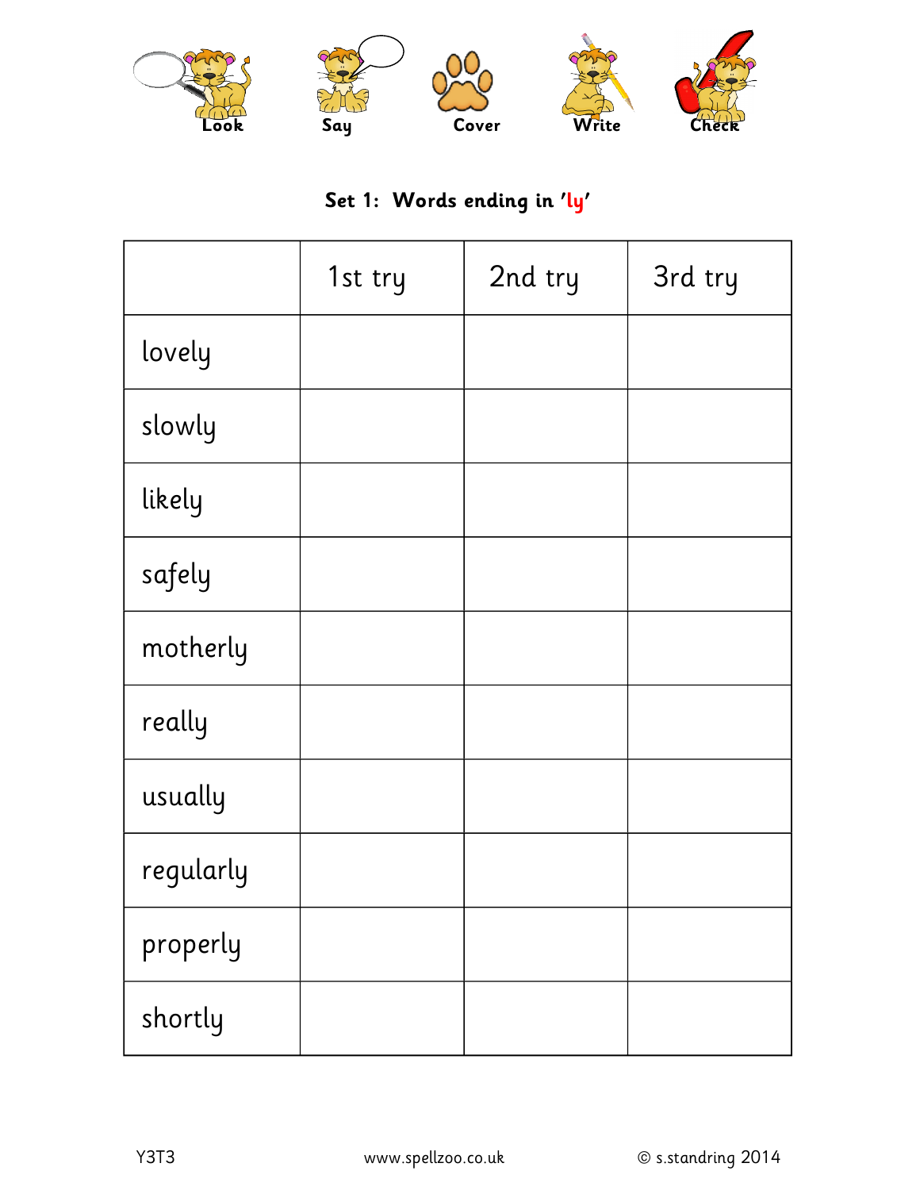Look Say Cover Write Check

## Set 1: Words ending in 'ly'

| | 1st try | 2nd try | 3rd try |
|---|---|---|---|
| lovely | | | |
| slowly | | | |
| likely | | | |
| safely | | | |
| motherly | | | |
| really | | | |
| usually | | | |
| regularly | | | |
| properly | | | |
| shortly | | | |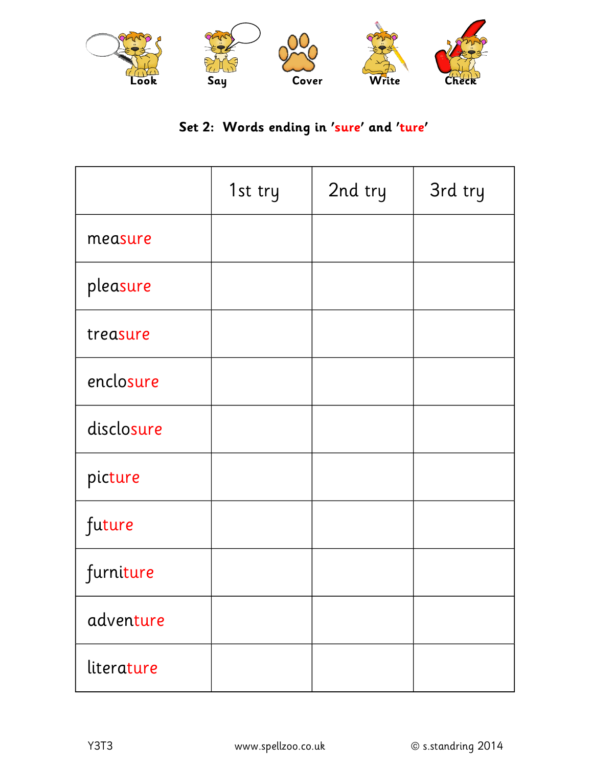Look Say Cover Write Check

## Set 2: Words ending in 'sure' and 'ture'

| | 1st try | 2nd try | 3rd try |
| --- | --- | --- | --- |
| measure | | | |
| pleasure | | | |
| treasure | | | |
| enclosure | | | |
| disclosure | | | |
| picture | | | |
| future | | | |
| furniture | | | |
| adventure | | | |
| literature | | | |

Y3T3 www.spellzoo.co.uk © s.standring 2014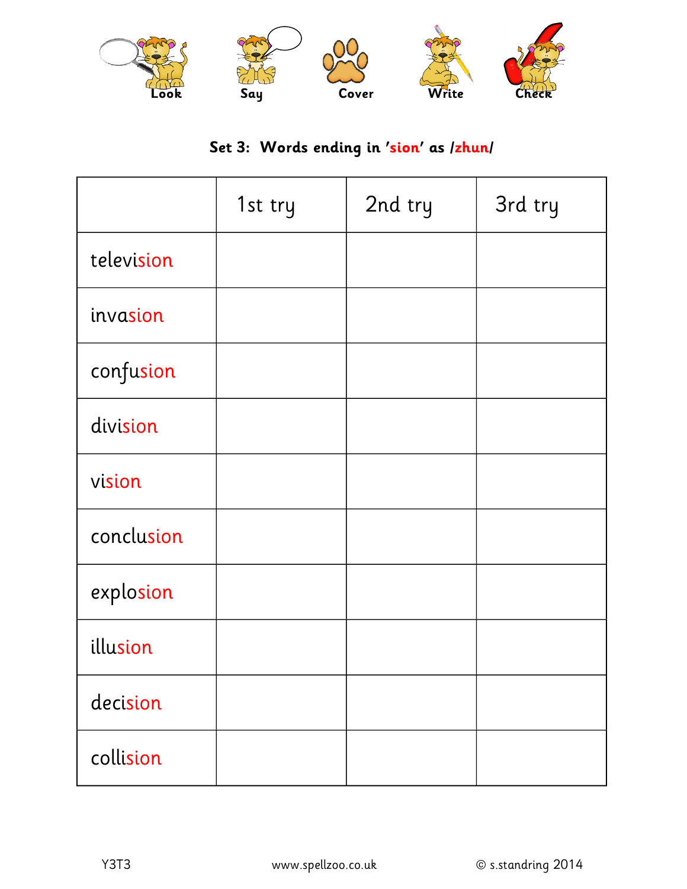Look Say Cover Write Check

**Set 3: Words ending in 'sion' as /zhun/**

| | 1st try | 2nd try | 3rd try |
|---|---|---|---|
| television | | | |
| invasion | | | |
| confusion | | | |
| division | | | |
| vision | | | |
| conclusion | | | |
| explosion | | | |
| illusion | | | |
| decision | | | |
| collision | | | |

Y3T3 www.spellzoo.co.uk © s.standring 2014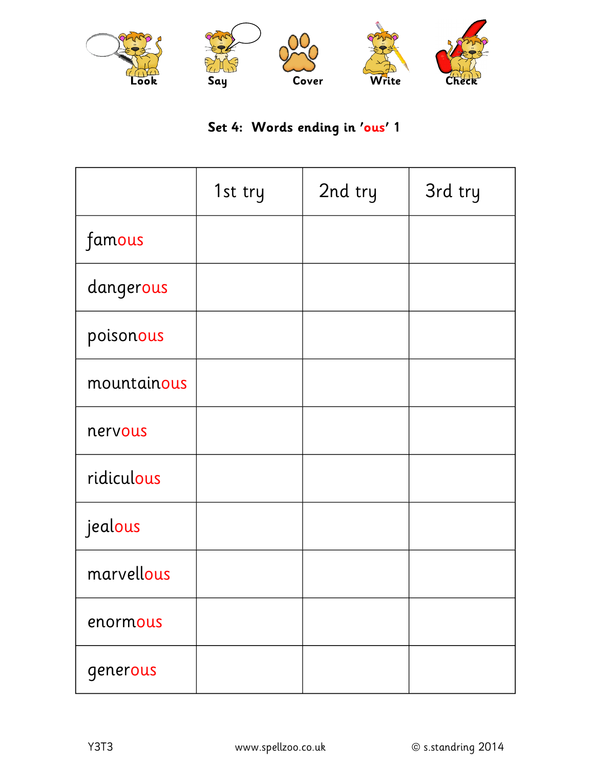Look Say Cover Write Check

## Set 4: Words ending in 'ous' 1

| | 1st try | 2nd try | 3rd try |
|---|---|---|---|
| famous | | | |
| dangerous | | | |
| poisonous | | | |
| mountainous | | | |
| nervous | | | |
| ridiculous | | | |
| jealous | | | |
| marvellous | | | |
| enormous | | | |
| generous | | | |

Y3T3 www.spellzoo.co.uk © s.standring 2014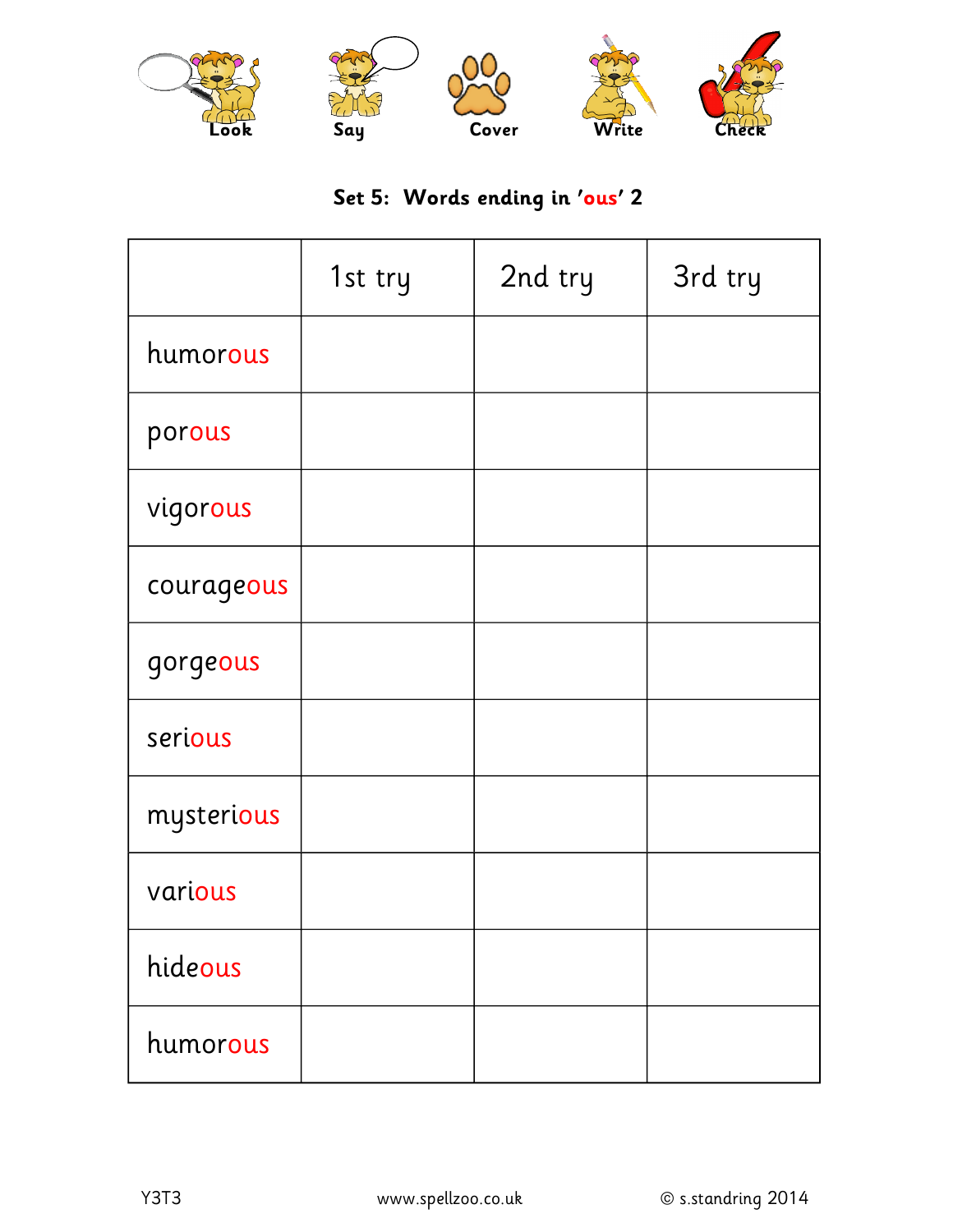Look Say Cover Write Check

## Set 5: Words ending in 'ous' 2

| | 1st try | 2nd try | 3rd try |
|---|---|---|---|
| humorous | | | |
| porous | | | |
| vigorous | | | |
| courageous | | | |
| gorgeous | | | |
| serious | | | |
| mysterious | | | |
| various | | | |
| hideous | | | |
| humorous | | | |

Y3T3 www.spellzoo.co.uk © s.standring 2014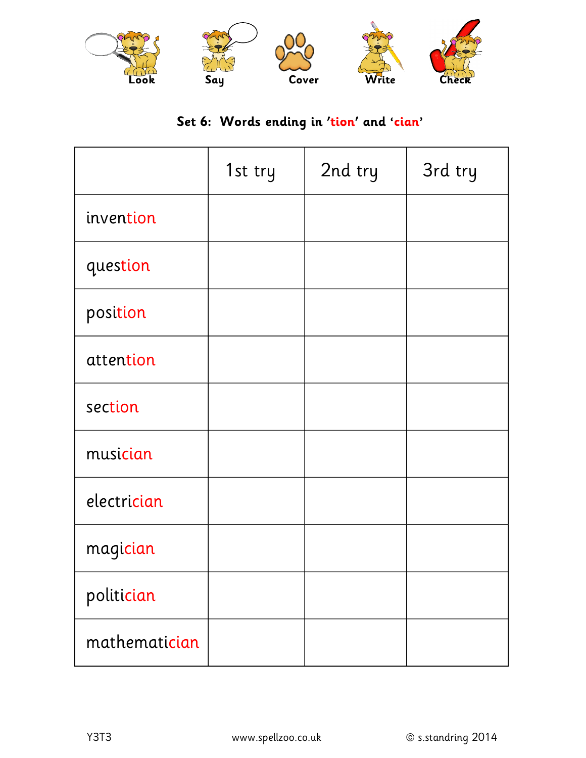Look Say Cover Write Check

## Set 6: Words ending in 'tion' and 'cian'

| | 1st try | 2nd try | 3rd try |
|---|---|---|---|
| invention | | | |
| question | | | |
| position | | | |
| attention | | | |
| section | | | |
| musician | | | |
| electrician | | | |
| magician | | | |
| politician | | | |
| mathematician | | | |

Y3T3 www.spellzoo.co.uk © s.standring 2014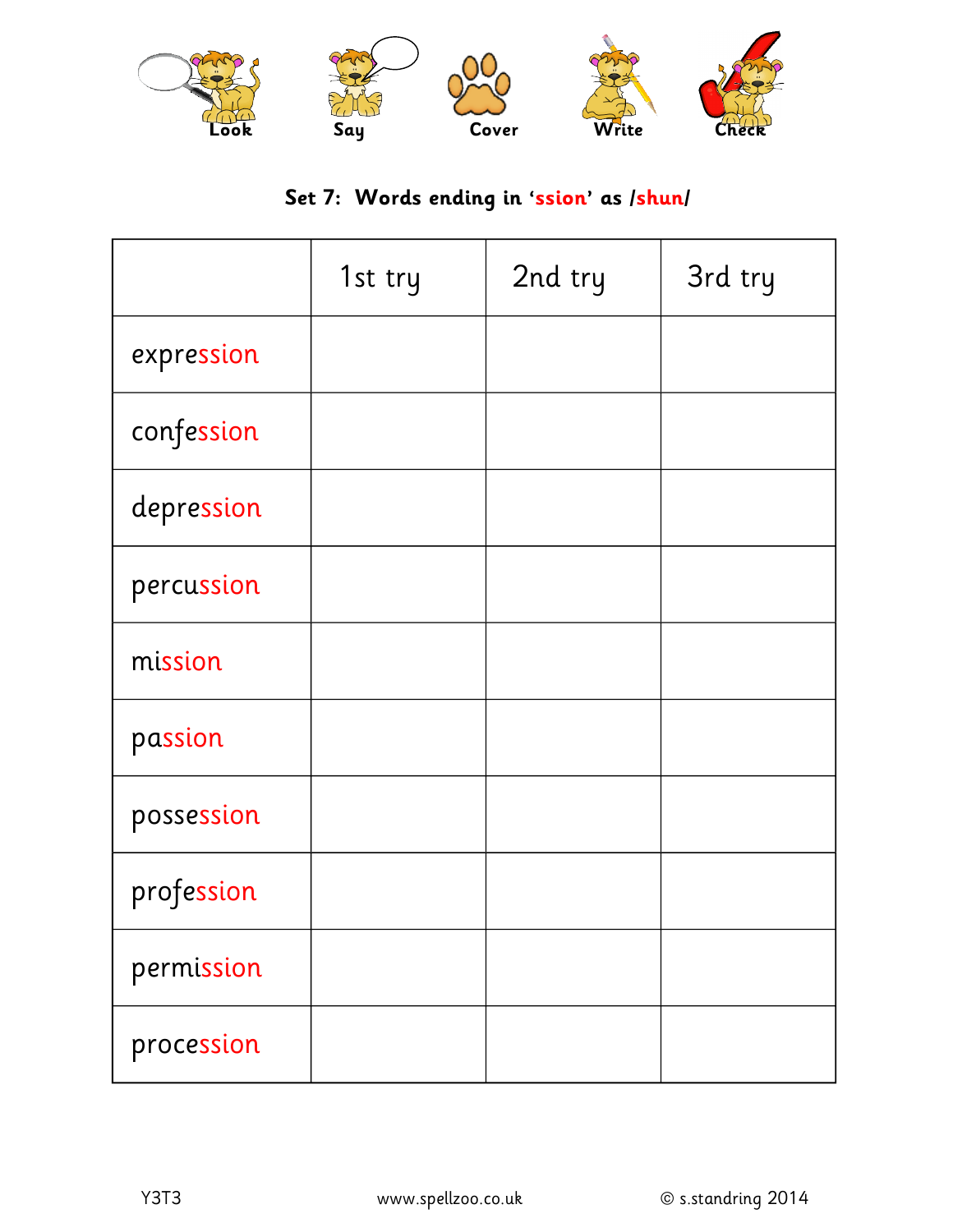Look Say Cover Write Check

**Set 7: Words ending in 'ssion' as /shun/**

| | 1st try | 2nd try | 3rd try |
|---|---|---|---|
| expression | | | |
| confession | | | |
| depression | | | |
| percussion | | | |
| mission | | | |
| passion | | | |
| possession | | | |
| profession | | | |
| permission | | | |
| procession | | | |

Y3T3 www.spellzoo.co.uk © s.standring 2014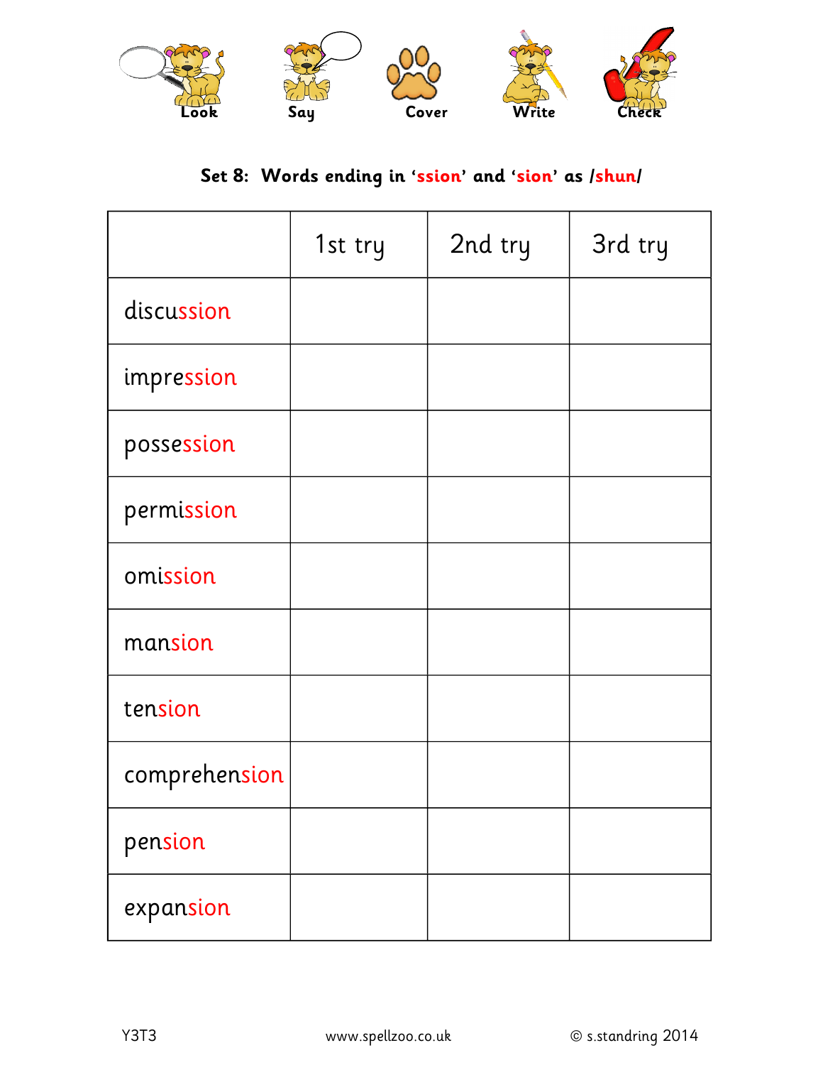Look Say Cover Write Check

**Set 8: Words ending in 'ssion' and 'sion' as /shun/**

| | 1st try | 2nd try | 3rd try |
|---|---|---|---|
| discussion | | | |
| impression | | | |
| possession | | | |
| permission | | | |
| omission | | | |
| mansion | | | |
| tension | | | |
| comprehension | | | |
| pension | | | |
| expansion | | | |

Y3T3 www.spellzoo.co.uk © s.standring 2014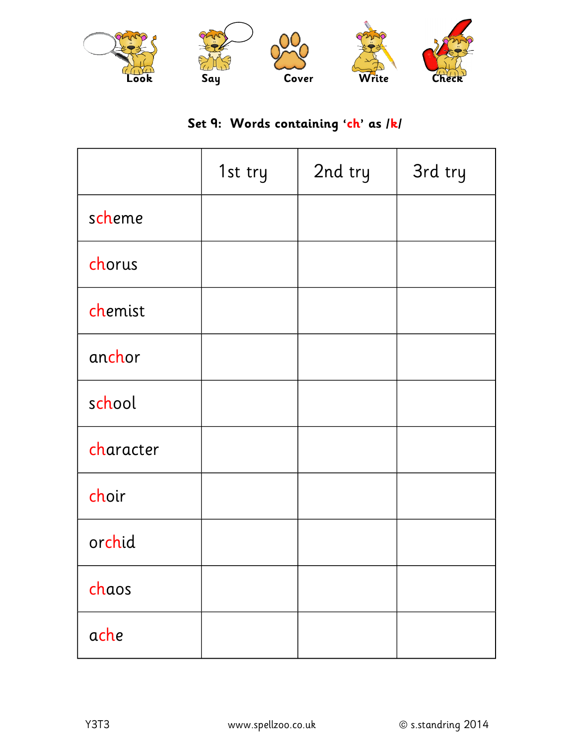Look Say Cover Write Check

**Set 9: Words containing 'ch' as /k/**

| | 1st try | 2nd try | 3rd try |
|---|---|---|---|
| scheme | | | |
| chorus | | | |
| chemist | | | |
| anchor | | | |
| school | | | |
| character | | | |
| choir | | | |
| orchid | | | |
| chaos | | | |
| ache | | | |

Y3T3 www.spellzoo.co.uk © s.standring 2014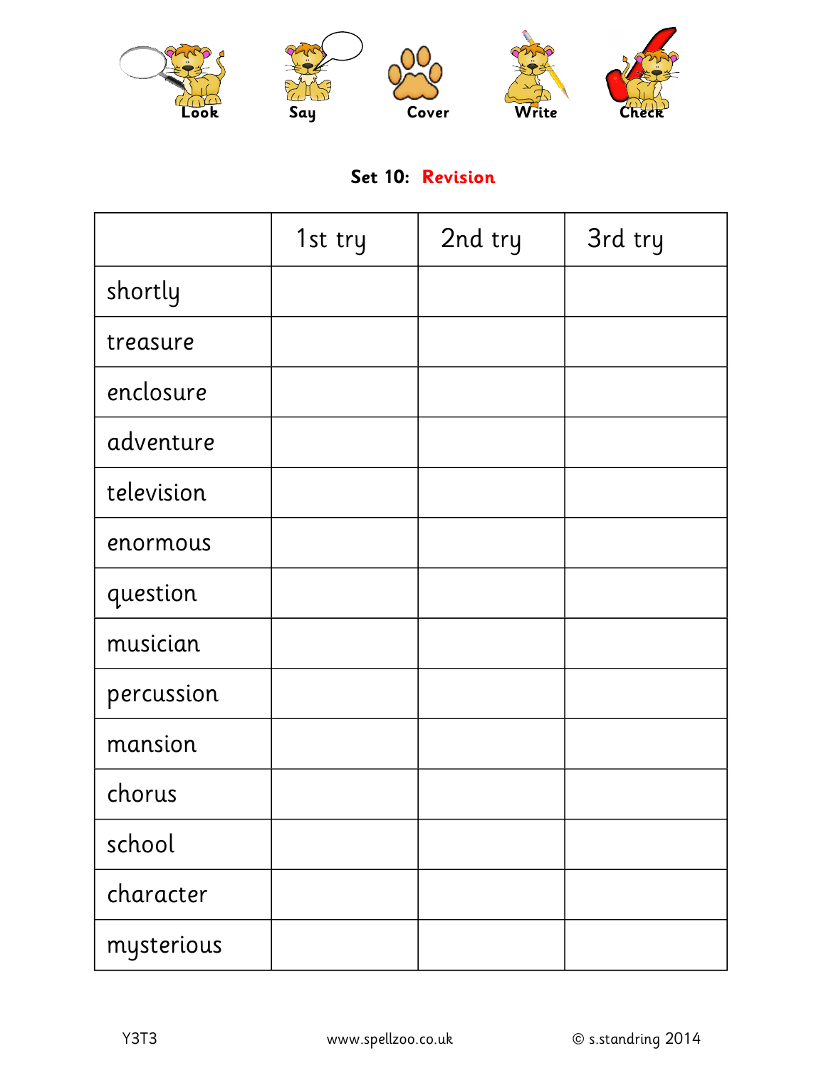Look Say Cover Write Check

## Set 10: Revision

| | 1st try | 2nd try | 3rd try |
|---|---|---|---|
| shortly | | | |
| treasure | | | |
| enclosure | | | |
| adventure | | | |
| television | | | |
| enormous | | | |
| question | | | |
| musician | | | |
| percussion | | | |
| mansion | | | |
| chorus | | | |
| school | | | |
| character | | | |
| mysterious | | | |

Y3T3 www.spellzoo.co.uk © s.standring 2014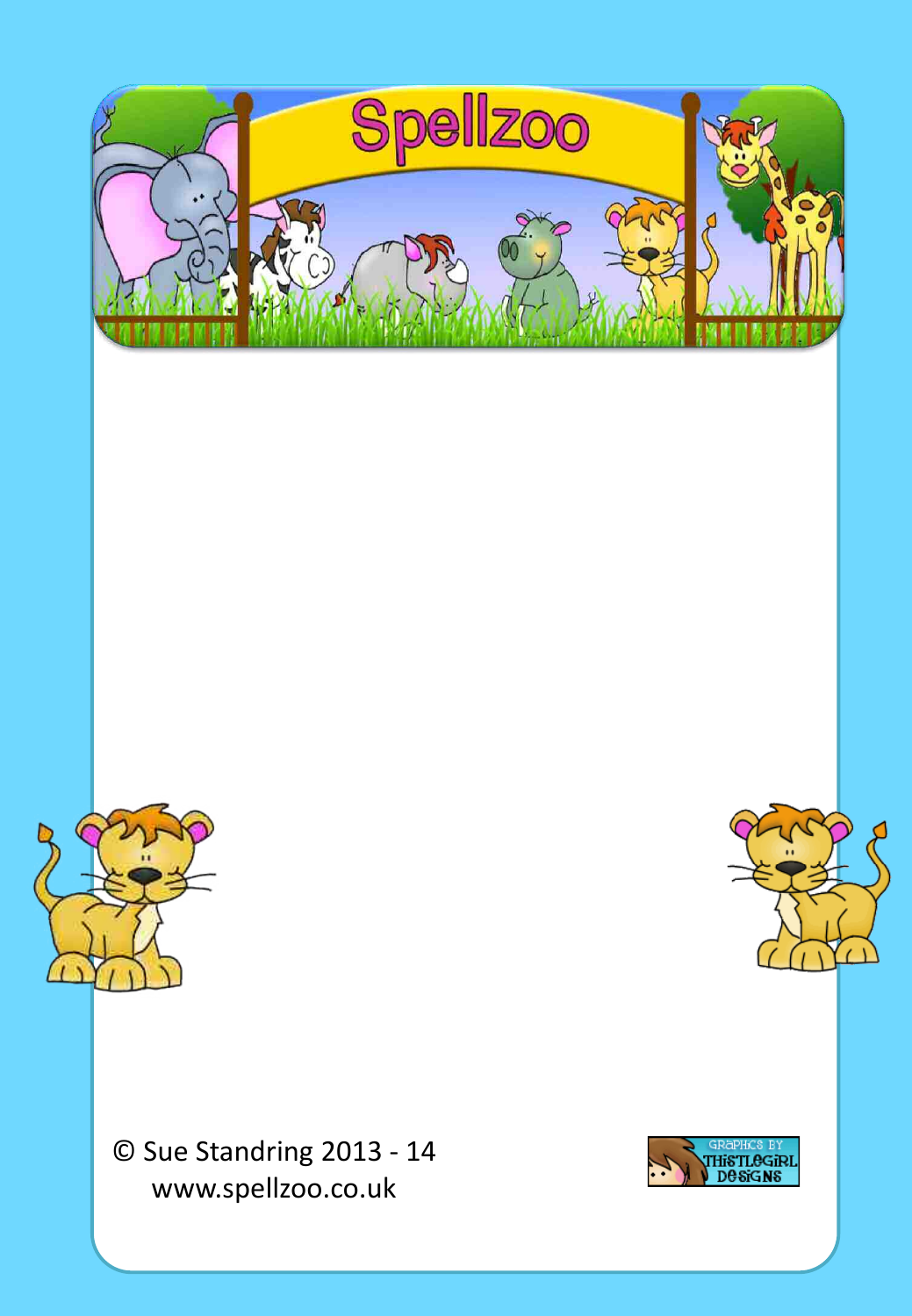Spellzoo

© Sue Standring 2013 - 14
www.spellzoo.co.uk

GRAPHICS BY THISTLEGIRL DESIGNS